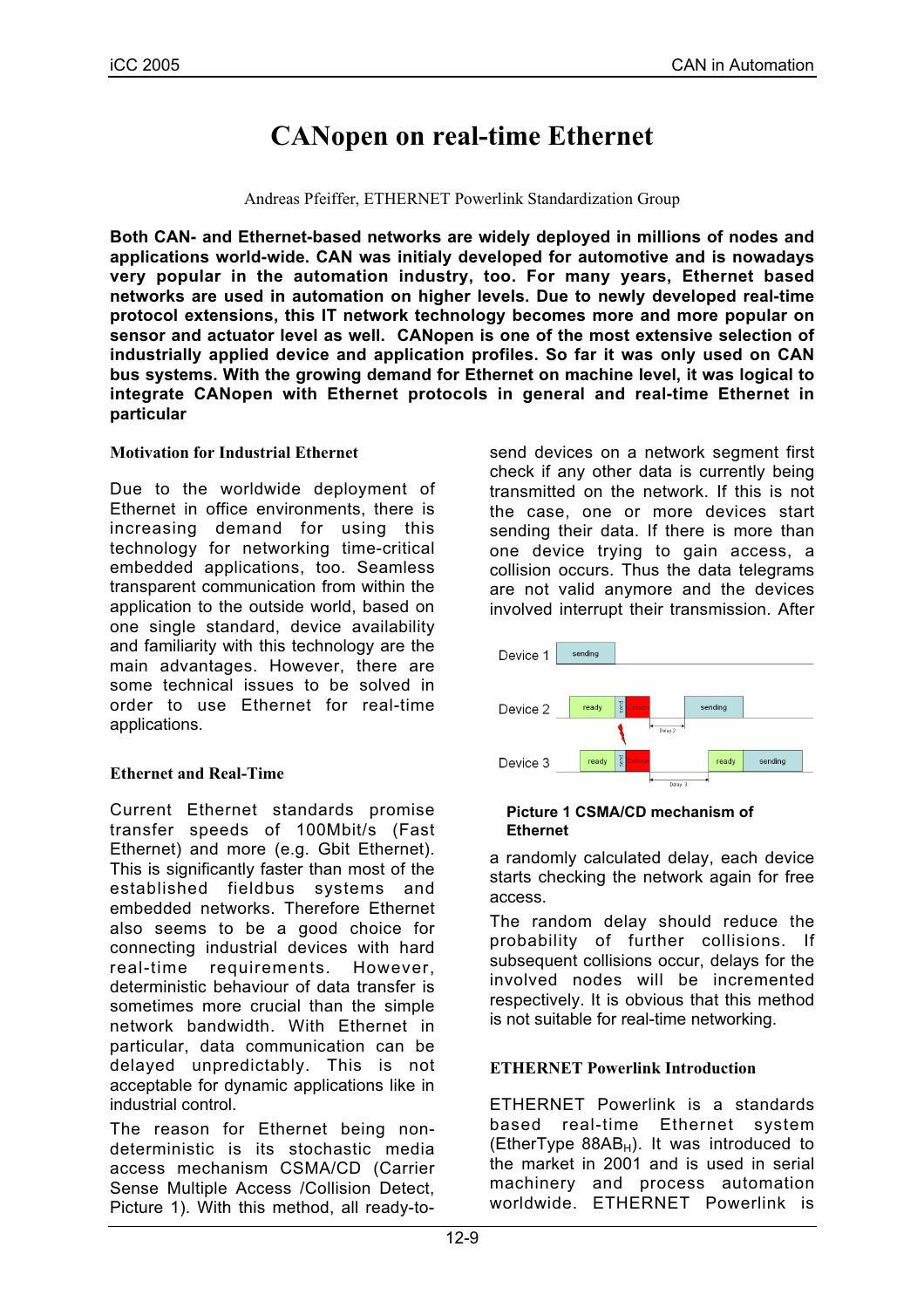# CANopen on real-time Ethernet

Andreas Pfeiffer, ETHERNET Powerlink Standardization Group

**Both CAN- and Ethernet-based networks are widely deployed in millions of nodes and applications world-wide. CAN was initialy developed for automotive and is nowadays very popular in the automation industry, too. For many years, Ethernet based networks are used in automation on higher levels. Due to newly developed real-time protocol extensions, this IT network technology becomes more and more popular on sensor and actuator level as well. CANopen is one of the most extensive selection of industrially applied device and application profiles. So far it was only used on CAN bus systems. With the growing demand for Ethernet on machine level, it was logical to integrate CANopen with Ethernet protocols in general and real-time Ethernet in particular**

## Motivation for Industrial Ethernet

Due to the worldwide deployment of Ethernet in office environments, there is increasing demand for using this technology for networking time-critical embedded applications, too. Seamless transparent communication from within the application to the outside world, based on one single standard, device availability and familiarity with this technology are the main advantages. However, there are some technical issues to be solved in order to use Ethernet for real-time applications.

## Ethernet and Real-Time

Current Ethernet standards promise transfer speeds of 100Mbit/s (Fast Ethernet) and more (e.g. Gbit Ethernet). This is significantly faster than most of the established fieldbus systems and embedded networks. Therefore Ethernet also seems to be a good choice for connecting industrial devices with hard real-time requirements. However, deterministic behaviour of data transfer is sometimes more crucial than the simple network bandwidth. With Ethernet in particular, data communication can be delayed unpredictably. This is not acceptable for dynamic applications like in industrial control.

The reason for Ethernet being non-deterministic is its stochastic media access mechanism CSMA/CD (Carrier Sense Multiple Access /Collision Detect, Picture 1). With this method, all ready-to-send devices on a network segment first check if any other data is currently being transmitted on the network. If this is not the case, one or more devices start sending their data. If there is more than one device trying to gain access, a collision occurs. Thus the data telegrams are not valid anymore and the devices involved interrupt their transmission. After a randomly calculated delay, each device starts checking the network again for free access.

**Picture 1 CSMA/CD mechanism of Ethernet**

The random delay should reduce the probability of further collisions. If subsequent collisions occur, delays for the involved nodes will be incremented respectively. It is obvious that this method is not suitable for real-time networking.

## ETHERNET Powerlink Introduction

ETHERNET Powerlink is a standards based real-time Ethernet system (EtherType $88AB_H$). It was introduced to the market in 2001 and is used in serial machinery and process automation worldwide. ETHERNET Powerlink is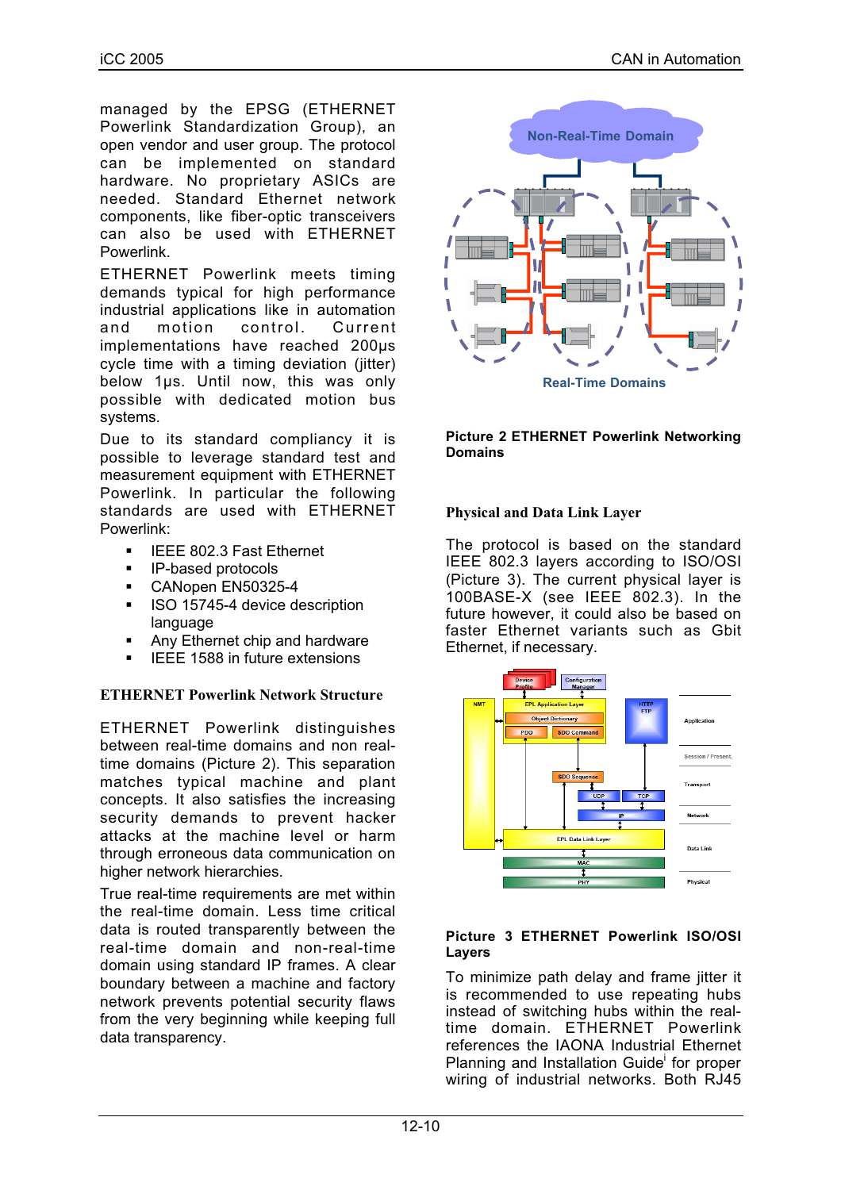managed by the EPSG (ETHERNET Powerlink Standardization Group), an open vendor and user group. The protocol can be implemented on standard hardware. No proprietary ASICs are needed. Standard Ethernet network components, like fiber-optic transceivers can also be used with ETHERNET Powerlink.

ETHERNET Powerlink meets timing demands typical for high performance industrial applications like in automation and motion control. Current implementations have reached 200µs cycle time with a timing deviation (jitter) below 1µs. Until now, this was only possible with dedicated motion bus systems.

Due to its standard compliancy it is possible to leverage standard test and measurement equipment with ETHERNET Powerlink. In particular the following standards are used with ETHERNET Powerlink:

- IEEE 802.3 Fast Ethernet
- IP-based protocols
- CANopen EN50325-4
- ISO 15745-4 device description language
- Any Ethernet chip and hardware
- IEEE 1588 in future extensions

### ETHERNET Powerlink Network Structure

ETHERNET Powerlink distinguishes between real-time domains and non real-time domains (Picture 2). This separation matches typical machine and plant concepts. It also satisfies the increasing security demands to prevent hacker attacks at the machine level or harm through erroneous data communication on higher network hierarchies.

True real-time requirements are met within the real-time domain. Less time critical data is routed transparently between the real-time domain and non-real-time domain using standard IP frames. A clear boundary between a machine and factory network prevents potential security flaws from the very beginning while keeping full data transparency.

**Picture 2 ETHERNET Powerlink Networking Domains**

### Physical and Data Link Layer

The protocol is based on the standard IEEE 802.3 layers according to ISO/OSI (Picture 3). The current physical layer is 100BASE-X (see IEEE 802.3). In the future however, it could also be based on faster Ethernet variants such as Gbit Ethernet, if necessary.

**Picture 3 ETHERNET Powerlink ISO/OSI Layers**

To minimize path delay and frame jitter it is recommended to use repeating hubs instead of switching hubs within the real-time domain. ETHERNET Powerlink references the IAONA Industrial Ethernet Planning and Installation Guide[I] for proper wiring of industrial networks. Both RJ45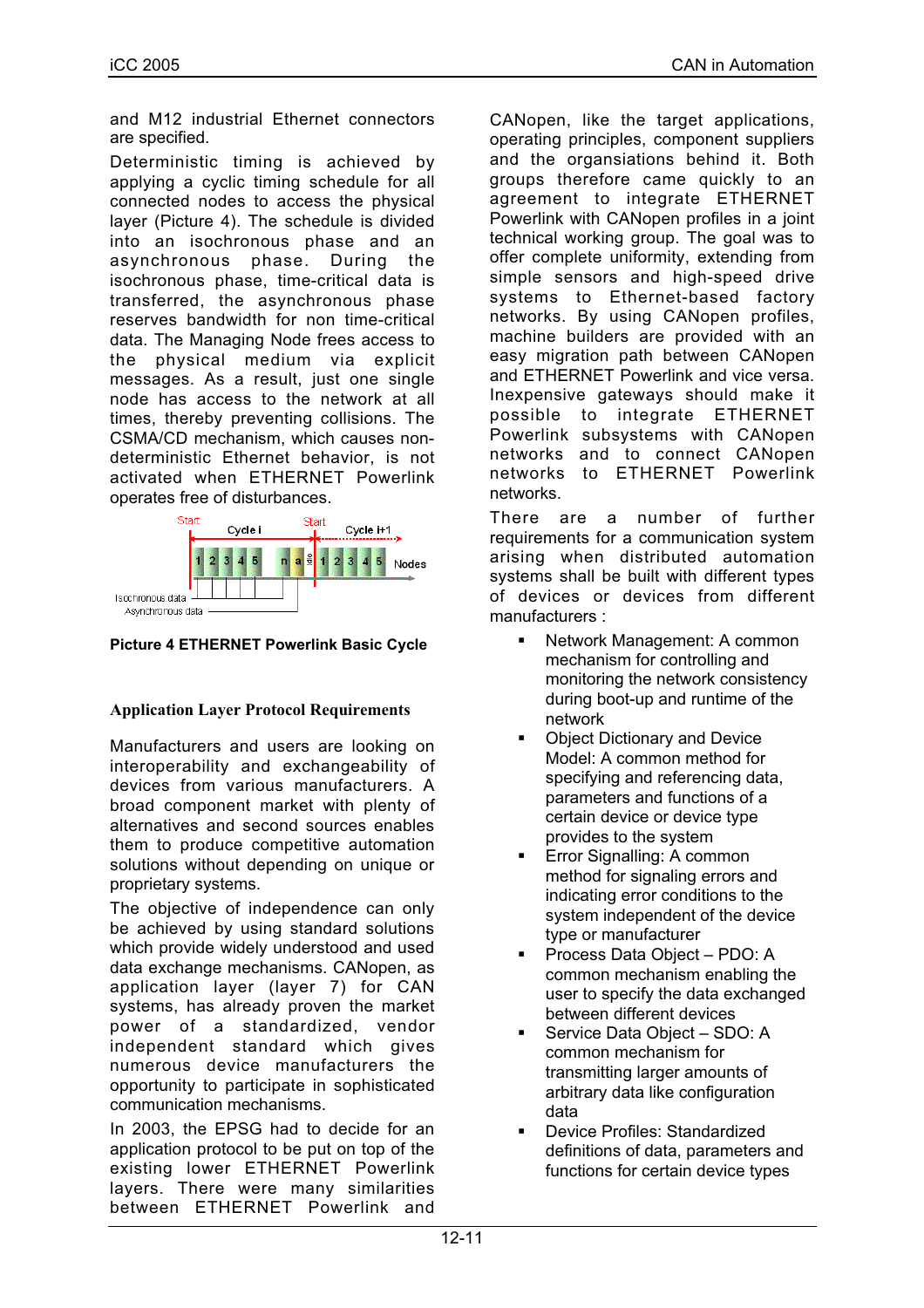and M12 industrial Ethernet connectors are specified.

Deterministic timing is achieved by applying a cyclic timing schedule for all connected nodes to access the physical layer (Picture 4). The schedule is divided into an isochronous phase and an asynchronous phase. During the isochronous phase, time-critical data is transferred, the asynchronous phase reserves bandwidth for non time-critical data. The Managing Node frees access to the physical medium via explicit messages. As a result, just one single node has access to the network at all times, thereby preventing collisions. The CSMA/CD mechanism, which causes non-deterministic Ethernet behavior, is not activated when ETHERNET Powerlink operates free of disturbances.

**Picture 4 ETHERNET Powerlink Basic Cycle**

## Application Layer Protocol Requirements

Manufacturers and users are looking on interoperability and exchangeability of devices from various manufacturers. A broad component market with plenty of alternatives and second sources enables them to produce competitive automation solutions without depending on unique or proprietary systems.

The objective of independence can only be achieved by using standard solutions which provide widely understood and used data exchange mechanisms. CANopen, as application layer (layer 7) for CAN systems, has already proven the market power of a standardized, vendor independent standard which gives numerous device manufacturers the opportunity to participate in sophisticated communication mechanisms.

In 2003, the EPSG had to decide for an application protocol to be put on top of the existing lower ETHERNET Powerlink layers. There were many similarities between ETHERNET Powerlink and CANopen, like the target applications, operating principles, component suppliers and the organsiations behind it. Both groups therefore came quickly to an agreement to integrate ETHERNET Powerlink with CANopen profiles in a joint technical working group. The goal was to offer complete uniformity, extending from simple sensors and high-speed drive systems to Ethernet-based factory networks. By using CANopen profiles, machine builders are provided with an easy migration path between CANopen and ETHERNET Powerlink and vice versa. Inexpensive gateways should make it possible to integrate ETHERNET Powerlink subsystems with CANopen networks and to connect CANopen networks to ETHERNET Powerlink networks.

There are a number of further requirements for a communication system arising when distributed automation systems shall be built with different types of devices or devices from different manufacturers :

- Network Management: A common mechanism for controlling and monitoring the network consistency during boot-up and runtime of the network
- Object Dictionary and Device Model: A common method for specifying and referencing data, parameters and functions of a certain device or device type provides to the system
- Error Signalling: A common method for signaling errors and indicating error conditions to the system independent of the device type or manufacturer
- Process Data Object – PDO: A common mechanism enabling the user to specify the data exchanged between different devices
- Service Data Object – SDO: A common mechanism for transmitting larger amounts of arbitrary data like configuration data
- Device Profiles: Standardized definitions of data, parameters and functions for certain device types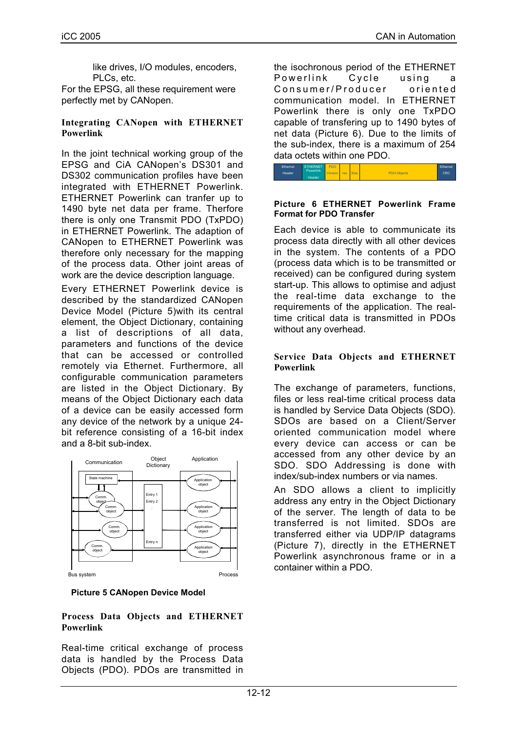like drives, I/O modules, encoders, PLCs, etc.

For the EPSG, all these requirement were perfectly met by CANopen.

## Integrating CANopen with ETHERNET Powerlink

In the joint technical working group of the EPSG and CiA CANopen's DS301 and DS302 communication profiles have been integrated with ETHERNET Powerlink. ETHERNET Powerlink can tranfer up to 1490 byte net data per frame. Therfore there is only one Transmit PDO (TxPDO) in ETHERNET Powerlink. The adaption of CANopen to ETHERNET Powerlink was therefore only necessary for the mapping of the process data. Other joint areas of work are the device description language.

Every ETHERNET Powerlink device is described by the standardized CANopen Device Model (Picture 5)with its central element, the Object Dictionary, containing a list of descriptions of all data, parameters and functions of the device that can be accessed or controlled remotely via Ethernet. Furthermore, all configurable communication parameters are listed in the Object Dictionary. By means of the Object Dictionary each data of a device can be easily accessed form any device of the network by a unique 24-bit reference consisting of a 16-bit index and a 8-bit sub-index.

**Picture 5 CANopen Device Model**

## Process Data Objects and ETHERNET Powerlink

Real-time critical exchange of process data is handled by the Process Data Objects (PDO). PDOs are transmitted in the isochronous period of the ETHERNET Powerlink Cycle using a Consumer/Producer oriented communication model. In ETHERNET Powerlink there is only one TxPDO capable of transfering up to 1490 bytes of net data (Picture 6). Due to the limits of the sub-index, there is a maximum of 254 data octets within one PDO.

| Ethernet Header | ETHERNET Powerlink Header | PDO Version | res | Size | PDO-Objects | Ethernet CRC |
|---|---|---|---|---|---|---|

**Picture 6 ETHERNET Powerlink Frame Format for PDO Transfer**

Each device is able to communicate its process data directly with all other devices in the system. The contents of a PDO (process data which is to be transmitted or received) can be configured during system start-up. This allows to optimise and adjust the real-time data exchange to the requirements of the application. The real-time critical data is transmitted in PDOs without any overhead.

## Service Data Objects and ETHERNET Powerlink

The exchange of parameters, functions, files or less real-time critical process data is handled by Service Data Objects (SDO). SDOs are based on a Client/Server oriented communication model where every device can access or can be accessed from any other device by an SDO. SDO Addressing is done with index/sub-index numbers or via names.

An SDO allows a client to implicitly address any entry in the Object Dictionary of the server. The length of data to be transferred is not limited. SDOs are transferred either via UDP/IP datagrams (Picture 7), directly in the ETHERNET Powerlink asynchronous frame or in a container within a PDO.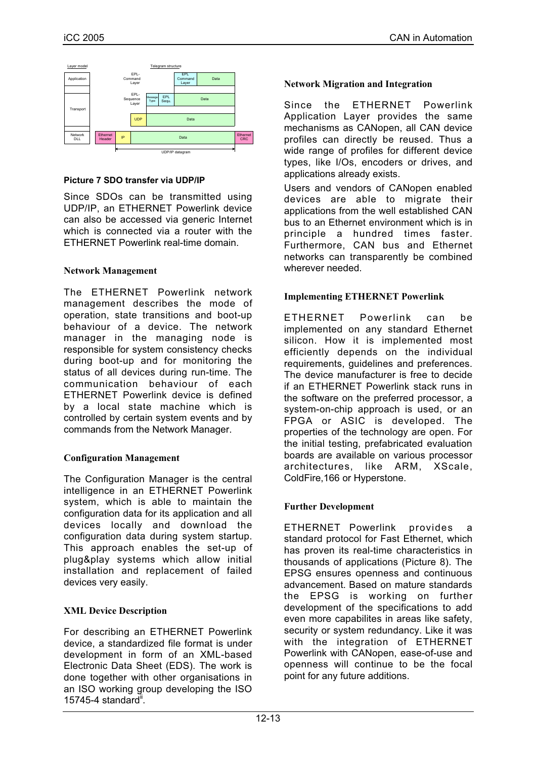Picture 7 SDO transfer via UDP/IP

Since SDOs can be transmitted using UDP/IP, an ETHERNET Powerlink device can also be accessed via generic Internet which is connected via a router with the ETHERNET Powerlink real-time domain.

### Network Management

The ETHERNET Powerlink network management describes the mode of operation, state transitions and boot-up behaviour of a device. The network manager in the managing node is responsible for system consistency checks during boot-up and for monitoring the status of all devices during run-time. The communication behaviour of each ETHERNET Powerlink device is defined by a local state machine which is controlled by certain system events and by commands from the Network Manager.

### Configuration Management

The Configuration Manager is the central intelligence in an ETHERNET Powerlink system, which is able to maintain the configuration data for its application and all devices locally and download the configuration data during system startup. This approach enables the set-up of plug&play systems which allow initial installation and replacement of failed devices very easily.

### XML Device Description

For describing an ETHERNET Powerlink device, a standardized file format is under development in form of an XML-based Electronic Data Sheet (EDS). The work is done together with other organisations in an ISO working group developing the ISO 15745-4 standard[ii].

### Network Migration and Integration

Since the ETHERNET Powerlink Application Layer provides the same mechanisms as CANopen, all CAN device profiles can directly be reused. Thus a wide range of profiles for different device types, like I/Os, encoders or drives, and applications already exists.

Users and vendors of CANopen enabled devices are able to migrate their applications from the well established CAN bus to an Ethernet environment which is in principle a hundred times faster. Furthermore, CAN bus and Ethernet networks can transparently be combined wherever needed.

### Implementing ETHERNET Powerlink

ETHERNET Powerlink can be implemented on any standard Ethernet silicon. How it is implemented most efficiently depends on the individual requirements, guidelines and preferences. The device manufacturer is free to decide if an ETHERNET Powerlink stack runs in the software on the preferred processor, a system-on-chip approach is used, or an FPGA or ASIC is developed. The properties of the technology are open. For the initial testing, prefabricated evaluation boards are available on various processor architectures, like ARM, XScale, ColdFire,166 or Hyperstone.

### Further Development

ETHERNET Powerlink provides a standard protocol for Fast Ethernet, which has proven its real-time characteristics in thousands of applications (Picture 8). The EPSG ensures openness and continuous advancement. Based on mature standards the EPSG is working on further development of the specifications to add even more capabilites in areas like safety, security or system redundancy. Like it was with the integration of ETHERNET Powerlink with CANopen, ease-of-use and openness will continue to be the focal point for any future additions.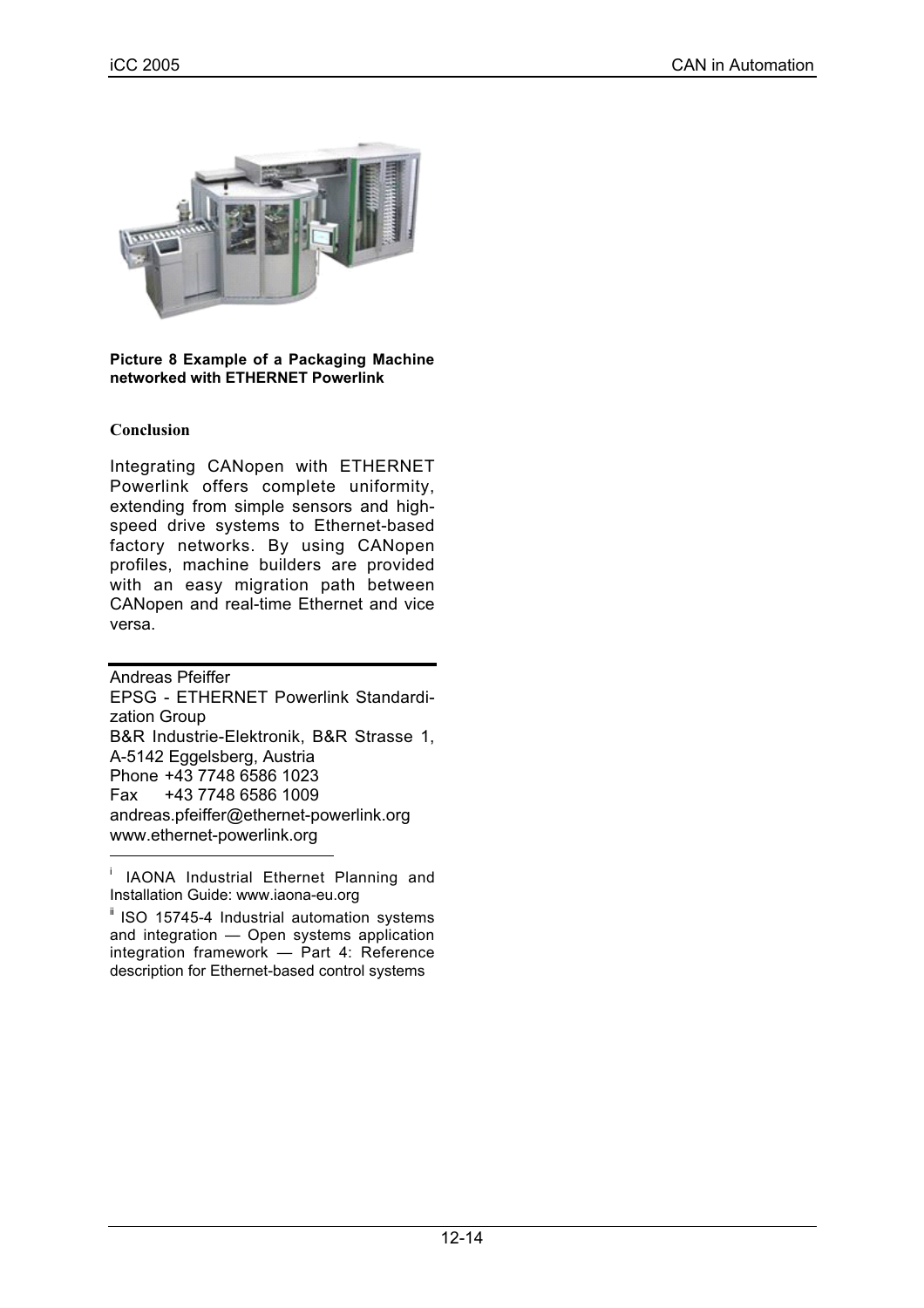**Picture 8 Example of a Packaging Machine networked with ETHERNET Powerlink**

## Conclusion

Integrating CANopen with ETHERNET Powerlink offers complete uniformity, extending from simple sensors and high-speed drive systems to Ethernet-based factory networks. By using CANopen profiles, machine builders are provided with an easy migration path between CANopen and real-time Ethernet and vice versa.

---

Andreas Pfeiffer
EPSG - ETHERNET Powerlink Standardization Group
B&R Industrie-Elektronik, B&R Strasse 1, A-5142 Eggelsberg, Austria
Phone +43 7748 6586 1023
Fax +43 7748 6586 1009
andreas.pfeiffer@ethernet-powerlink.org
www.ethernet-powerlink.org

---

[i] IAONA Industrial Ethernet Planning and Installation Guide: www.iaona-eu.org

[ii] ISO 15745-4 Industrial automation systems and integration — Open systems application integration framework — Part 4: Reference description for Ethernet-based control systems